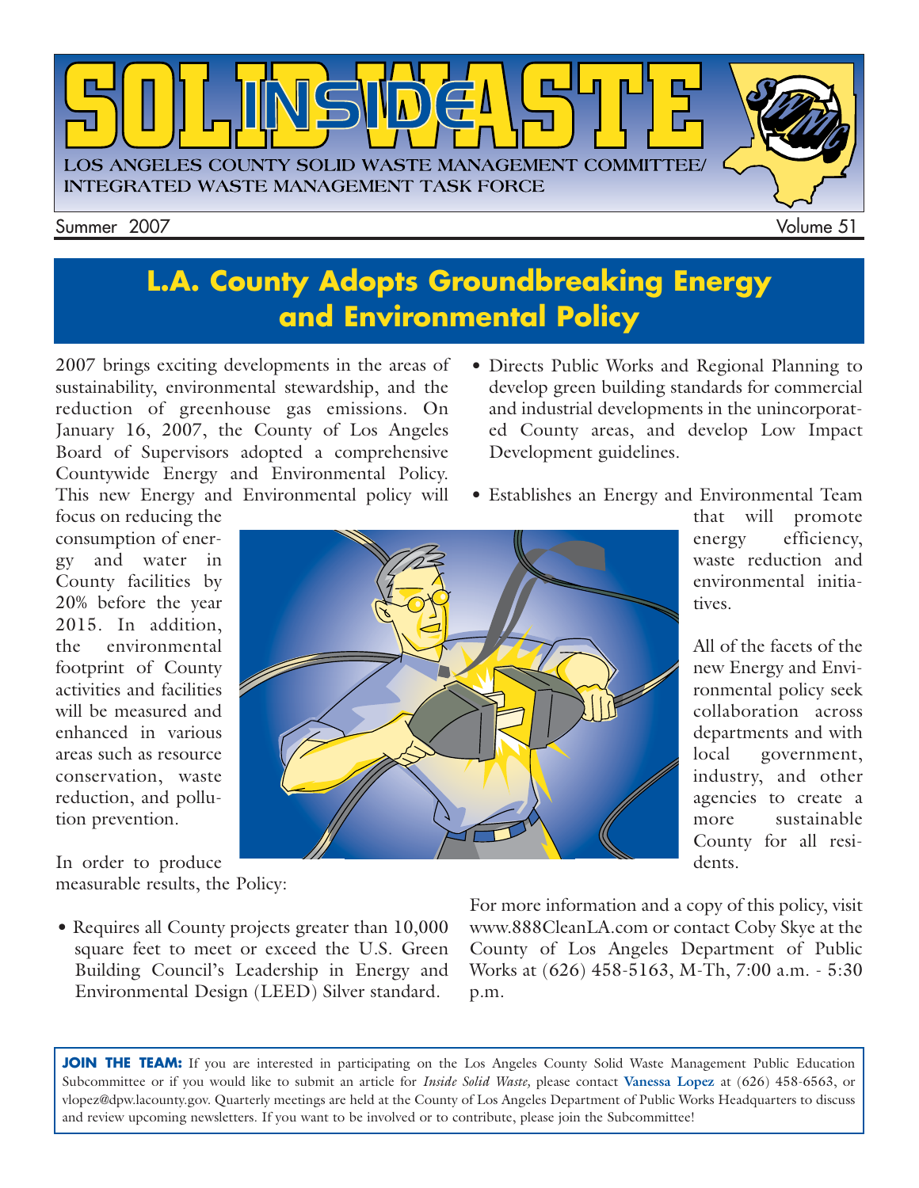# INSIDE SOLID WASTE

LOS ANGELES COUNTY SOLID WASTE MANAGEMENT COMMITTEE/ INTEGRATED WASTE MANAGEMENT TASK FORCE

Summer 2007 Volume 51

## L.A. County Adopts Groundbreaking Energy and Environmental Policy

2007 brings exciting developments in the areas of sustainability, environmental stewardship, and the reduction of greenhouse gas emissions. On January 16, 2007, the County of Los Angeles Board of Supervisors adopted a comprehensive Countywide Energy and Environmental Policy. This new Energy and Environmental policy will focus on reducing the consumption of energy and water in County facilities by 20% before the year 2015. In addition, the environmental footprint of County activities and facilities will be measured and enhanced in various areas such as resource conservation, waste reduction, and pollution prevention.

In order to produce measurable results, the Policy:

- Requires all County projects greater than 10,000 square feet to meet or exceed the U.S. Green Building Council's Leadership in Energy and Environmental Design (LEED) Silver standard.
- Directs Public Works and Regional Planning to develop green building standards for commercial and industrial developments in the unincorporated County areas, and develop Low Impact Development guidelines.
- Establishes an Energy and Environmental Team that will promote energy efficiency, waste reduction and environmental initiatives.

All of the facets of the new Energy and Environmental policy seek collaboration across departments and with local government, industry, and other agencies to create a more sustainable County for all residents.

For more information and a copy of this policy, visit www.888CleanLA.com or contact Coby Skye at the County of Los Angeles Department of Public Works at (626) 458-5163, M-Th, 7:00 a.m. - 5:30 p.m.

**JOIN THE TEAM:** If you are interested in participating on the Los Angeles County Solid Waste Management Public Education Subcommittee or if you would like to submit an article for *Inside Solid Waste,* please contact **Vanessa Lopez** at (626) 458-6563, or vlopez@dpw.lacounty.gov. Quarterly meetings are held at the County of Los Angeles Department of Public Works Headquarters to discuss and review upcoming newsletters. If you want to be involved or to contribute, please join the Subcommittee!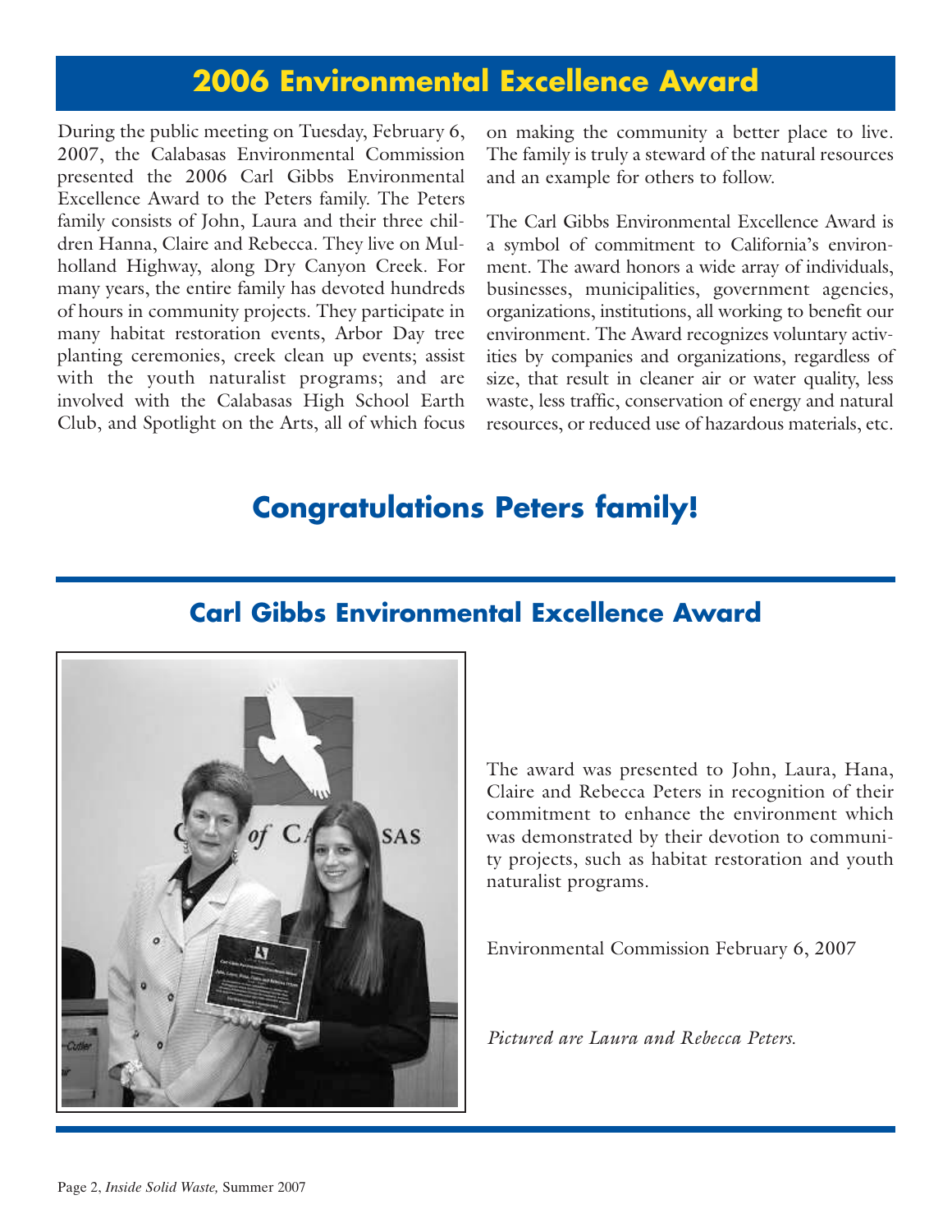# 2006 Environmental Excellence Award

During the public meeting on Tuesday, February 6, 2007, the Calabasas Environmental Commission presented the 2006 Carl Gibbs Environmental Excellence Award to the Peters family. The Peters family consists of John, Laura and their three children Hanna, Claire and Rebecca. They live on Mulholland Highway, along Dry Canyon Creek. For many years, the entire family has devoted hundreds of hours in community projects. They participate in many habitat restoration events, Arbor Day tree planting ceremonies, creek clean up events; assist with the youth naturalist programs; and are involved with the Calabasas High School Earth Club, and Spotlight on the Arts, all of which focus on making the community a better place to live. The family is truly a steward of the natural resources and an example for others to follow.

The Carl Gibbs Environmental Excellence Award is a symbol of commitment to California's environment. The award honors a wide array of individuals, businesses, municipalities, government agencies, organizations, institutions, all working to benefit our environment. The Award recognizes voluntary activities by companies and organizations, regardless of size, that result in cleaner air or water quality, less waste, less traffic, conservation of energy and natural resources, or reduced use of hazardous materials, etc.

## Congratulations Peters family!

## Carl Gibbs Environmental Excellence Award

The award was presented to John, Laura, Hana, Claire and Rebecca Peters in recognition of their commitment to enhance the environment which was demonstrated by their devotion to community projects, such as habitat restoration and youth naturalist programs.

Environmental Commission February 6, 2007

*Pictured are Laura and Rebecca Peters.*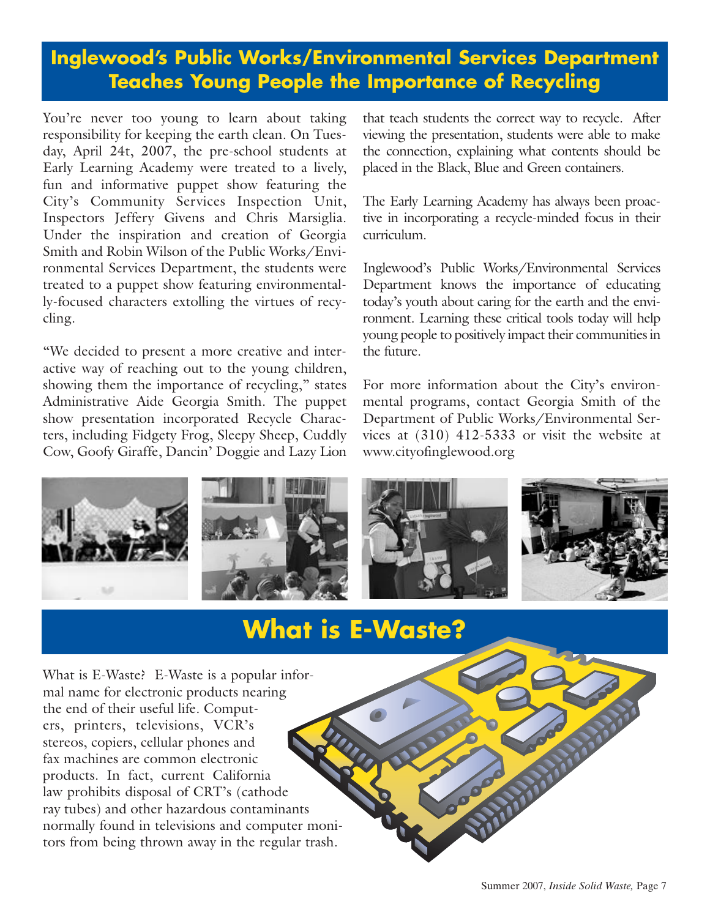## Inglewood's Public Works/Environmental Services Department Teaches Young People the Importance of Recycling

You're never too young to learn about taking responsibility for keeping the earth clean. On Tuesday, April 24t, 2007, the pre-school students at Early Learning Academy were treated to a lively, fun and informative puppet show featuring the City's Community Services Inspection Unit, Inspectors Jeffery Givens and Chris Marsiglia. Under the inspiration and creation of Georgia Smith and Robin Wilson of the Public Works/Environmental Services Department, the students were treated to a puppet show featuring environmentally-focused characters extolling the virtues of recycling.

"We decided to present a more creative and interactive way of reaching out to the young children, showing them the importance of recycling," states Administrative Aide Georgia Smith. The puppet show presentation incorporated Recycle Characters, including Fidgety Frog, Sleepy Sheep, Cuddly Cow, Goofy Giraffe, Dancin' Doggie and Lazy Lion that teach students the correct way to recycle. After viewing the presentation, students were able to make the connection, explaining what contents should be placed in the Black, Blue and Green containers.

The Early Learning Academy has always been proactive in incorporating a recycle-minded focus in their curriculum.

Inglewood's Public Works/Environmental Services Department knows the importance of educating today's youth about caring for the earth and the environment. Learning these critical tools today will help young people to positively impact their communities in the future.

For more information about the City's environmental programs, contact Georgia Smith of the Department of Public Works/Environmental Services at (310) 412-5333 or visit the website at www.cityofinglewood.org

## What is E-Waste?

What is E-Waste? E-Waste is a popular informal name for electronic products nearing the end of their useful life. Computers, printers, televisions, VCR's stereos, copiers, cellular phones and fax machines are common electronic products. In fact, current California law prohibits disposal of CRT's (cathode ray tubes) and other hazardous contaminants normally found in televisions and computer monitors from being thrown away in the regular trash.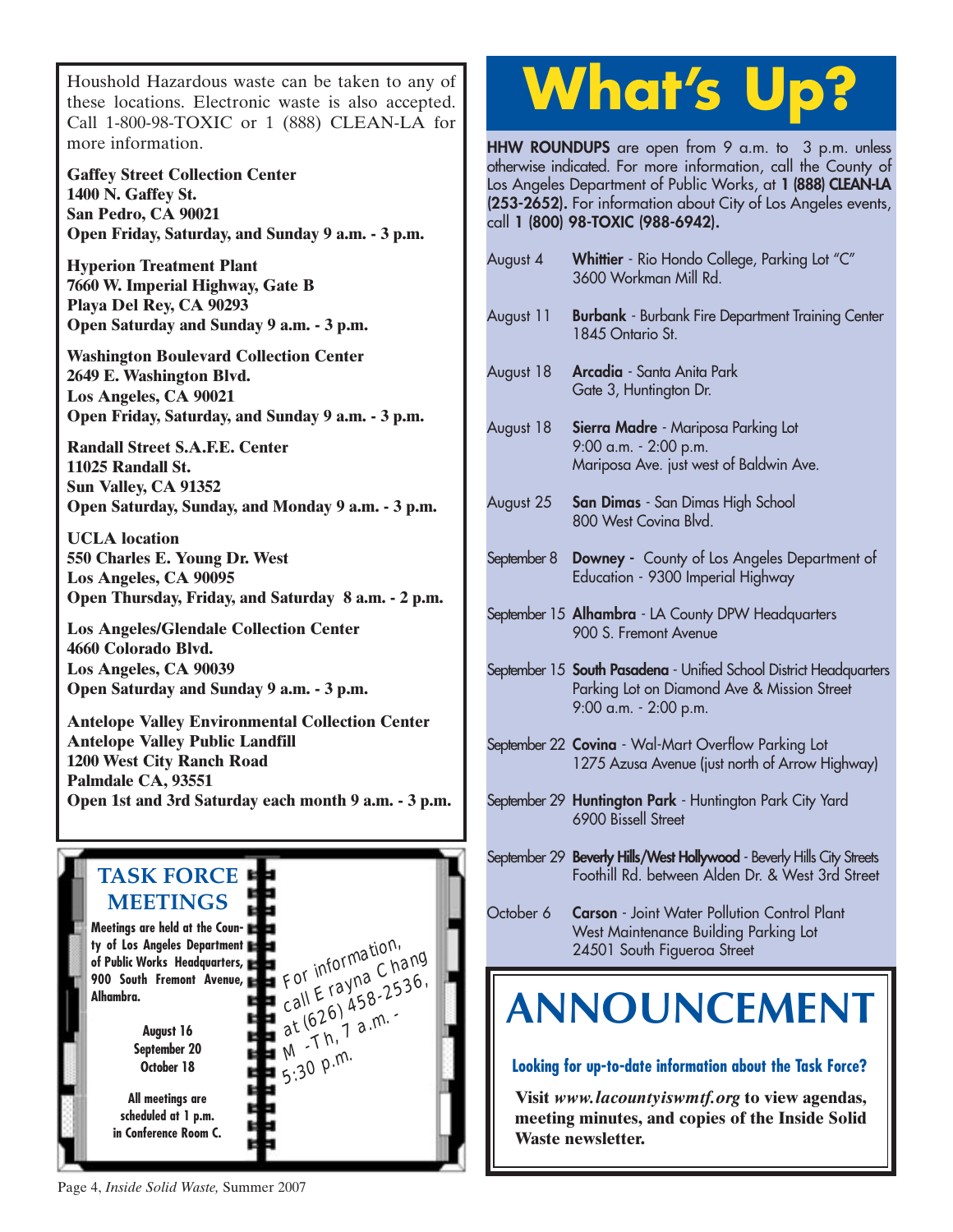Houshold Hazardous waste can be taken to any of these locations. Electronic waste is also accepted. Call 1-800-98-TOXIC or 1 (888) CLEAN-LA for more information.

**Gaffey Street Collection Center**
**1400 N. Gaffey St.**
**San Pedro, CA 90021**
**Open Friday, Saturday, and Sunday 9 a.m. - 3 p.m.**

**Hyperion Treatment Plant**
**7660 W. Imperial Highway, Gate B**
**Playa Del Rey, CA 90293**
**Open Saturday and Sunday 9 a.m. - 3 p.m.**

**Washington Boulevard Collection Center**
**2649 E. Washington Blvd.**
**Los Angeles, CA 90021**
**Open Friday, Saturday, and Sunday 9 a.m. - 3 p.m.**

**Randall Street S.A.F.E. Center**
**11025 Randall St.**
**Sun Valley, CA 91352**
**Open Saturday, Sunday, and Monday 9 a.m. - 3 p.m.**

**UCLA location**
**550 Charles E. Young Dr. West**
**Los Angeles, CA 90095**
**Open Thursday, Friday, and Saturday 8 a.m. - 2 p.m.**

**Los Angeles/Glendale Collection Center**
**4660 Colorado Blvd.**
**Los Angeles, CA 90039**
**Open Saturday and Sunday 9 a.m. - 3 p.m.**

**Antelope Valley Environmental Collection Center**
**Antelope Valley Public Landfill**
**1200 West City Ranch Road**
**Palmdale CA, 93551**
**Open 1st and 3rd Saturday each month 9 a.m. - 3 p.m.**

## TASK FORCE MEETINGS

**Meetings are held at the County of Los Angeles Department of Public Works Headquarters, 900 South Fremont Avenue, Alhambra.**

**August 16**
**September 20**
**October 18**

**All meetings are scheduled at 1 p.m. in Conference Room C.**

For information, call Erayna Chang at (626) 458-2536, M -Th, 7 a.m. - 5:30 p.m.

# What's Up?

**HHW ROUNDUPS** are open from 9 a.m. to 3 p.m. unless otherwise indicated. For more information, call the County of Los Angeles Department of Public Works, at **1 (888) CLEAN-LA (253-2652).** For information about City of Los Angeles events, call **1 (800) 98-TOXIC (988-6942).**

August 4 — **Whittier** - Rio Hondo College, Parking Lot "C" 3600 Workman Mill Rd.

August 11 — **Burbank** - Burbank Fire Department Training Center 1845 Ontario St.

August 18 — **Arcadia** - Santa Anita Park Gate 3, Huntington Dr.

August 18 — **Sierra Madre** - Mariposa Parking Lot 9:00 a.m. - 2:00 p.m. Mariposa Ave. just west of Baldwin Ave.

August 25 — **San Dimas** - San Dimas High School 800 West Covina Blvd.

September 8 — **Downey** - County of Los Angeles Department of Education - 9300 Imperial Highway

September 15 — **Alhambra** - LA County DPW Headquarters 900 S. Fremont Avenue

September 15 — **South Pasadena** - Unified School District Headquarters Parking Lot on Diamond Ave & Mission Street 9:00 a.m. - 2:00 p.m.

September 22 — **Covina** - Wal-Mart Overflow Parking Lot 1275 Azusa Avenue (just north of Arrow Highway)

September 29 — **Huntington Park** - Huntington Park City Yard 6900 Bissell Street

September 29 — **Beverly Hills/West Hollywood** - Beverly Hills City Streets Foothill Rd. between Alden Dr. & West 3rd Street

October 6 — **Carson** - Joint Water Pollution Control Plant West Maintenance Building Parking Lot 24501 South Figueroa Street

# ANNOUNCEMENT

**Looking for up-to-date information about the Task Force?**

**Visit *www.lacountyiswmtf.org* to view agendas, meeting minutes, and copies of the Inside Solid Waste newsletter.**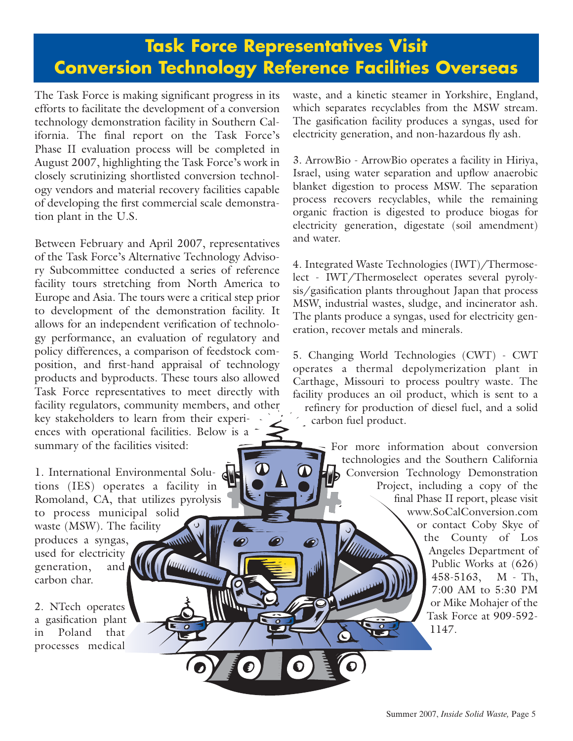# Task Force Representatives Visit Conversion Technology Reference Facilities Overseas

The Task Force is making significant progress in its efforts to facilitate the development of a conversion technology demonstration facility in Southern California. The final report on the Task Force's Phase II evaluation process will be completed in August 2007, highlighting the Task Force's work in closely scrutinizing shortlisted conversion technology vendors and material recovery facilities capable of developing the first commercial scale demonstration plant in the U.S.

Between February and April 2007, representatives of the Task Force's Alternative Technology Advisory Subcommittee conducted a series of reference facility tours stretching from North America to Europe and Asia. The tours were a critical step prior to development of the demonstration facility. It allows for an independent verification of technology performance, an evaluation of regulatory and policy differences, a comparison of feedstock composition, and first-hand appraisal of technology products and byproducts. These tours also allowed Task Force representatives to meet directly with facility regulators, community members, and other key stakeholders to learn from their experiences with operational facilities. Below is a summary of the facilities visited:

1. International Environmental Solutions (IES) operates a facility in Romoland, CA, that utilizes pyrolysis to process municipal solid waste (MSW). The facility produces a syngas, used for electricity generation, and carbon char.

2. NTech operates a gasification plant in Poland that processes medical waste, and a kinetic steamer in Yorkshire, England, which separates recyclables from the MSW stream. The gasification facility produces a syngas, used for electricity generation, and non-hazardous fly ash.

3. ArrowBio - ArrowBio operates a facility in Hiriya, Israel, using water separation and upflow anaerobic blanket digestion to process MSW. The separation process recovers recyclables, while the remaining organic fraction is digested to produce biogas for electricity generation, digestate (soil amendment) and water.

4. Integrated Waste Technologies (IWT)/Thermoselect - IWT/Thermoselect operates several pyrolysis/gasification plants throughout Japan that process MSW, industrial wastes, sludge, and incinerator ash. The plants produce a syngas, used for electricity generation, recover metals and minerals.

5. Changing World Technologies (CWT) - CWT operates a thermal depolymerization plant in Carthage, Missouri to process poultry waste. The facility produces an oil product, which is sent to a refinery for production of diesel fuel, and a solid carbon fuel product.

For more information about conversion technologies and the Southern California Conversion Technology Demonstration Project, including a copy of the final Phase II report, please visit www.SoCalConversion.com or contact Coby Skye of the County of Los Angeles Department of Public Works at (626) 458-5163, M - Th, 7:00 AM to 5:30 PM or Mike Mohajer of the Task Force at 909-592-1147.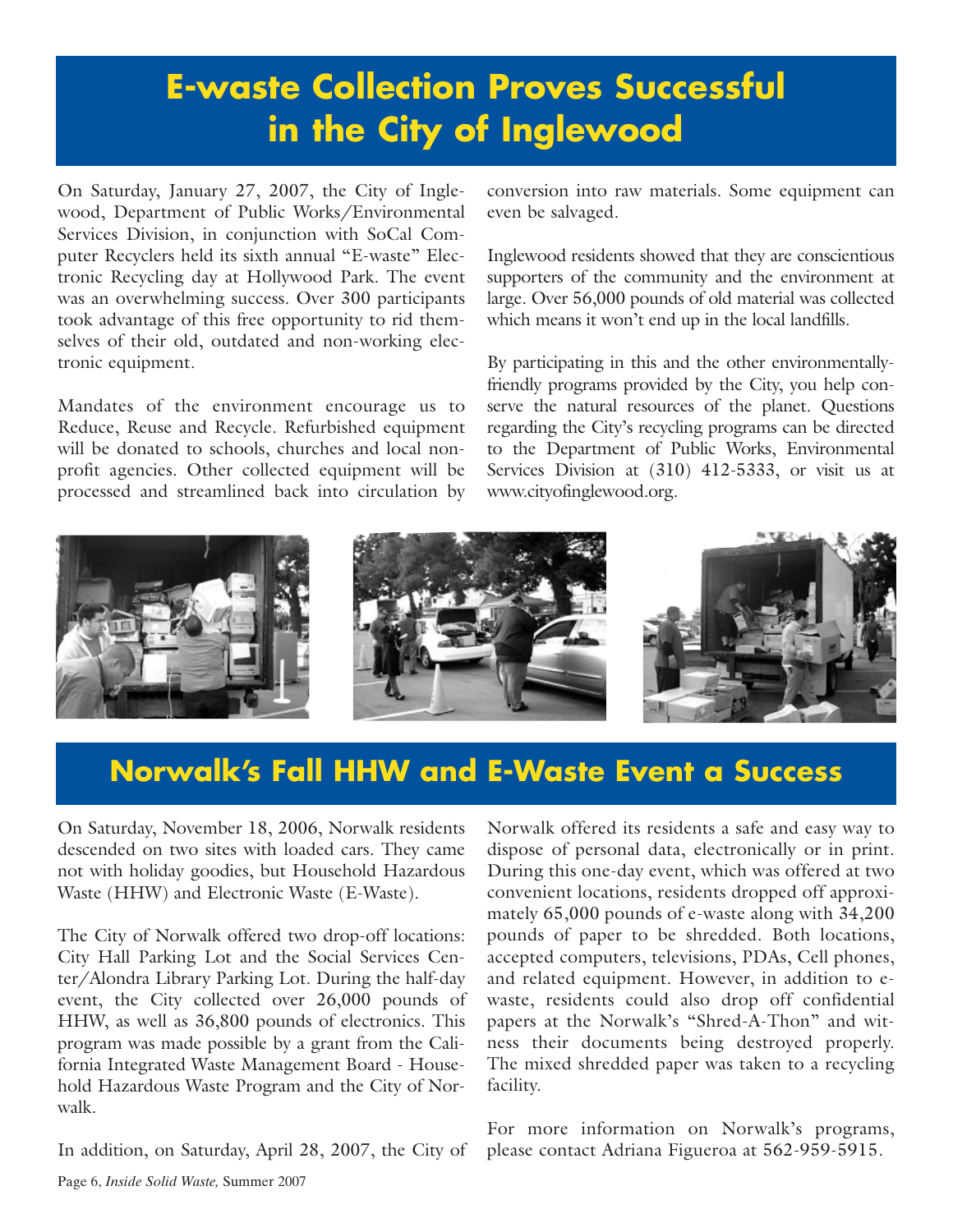# E-waste Collection Proves Successful in the City of Inglewood

On Saturday, January 27, 2007, the City of Inglewood, Department of Public Works/Environmental Services Division, in conjunction with SoCal Computer Recyclers held its sixth annual "E-waste" Electronic Recycling day at Hollywood Park. The event was an overwhelming success. Over 300 participants took advantage of this free opportunity to rid themselves of their old, outdated and non-working electronic equipment.

Mandates of the environment encourage us to Reduce, Reuse and Recycle. Refurbished equipment will be donated to schools, churches and local nonprofit agencies. Other collected equipment will be processed and streamlined back into circulation by conversion into raw materials. Some equipment can even be salvaged.

Inglewood residents showed that they are conscientious supporters of the community and the environment at large. Over 56,000 pounds of old material was collected which means it won't end up in the local landfills.

By participating in this and the other environmentally-friendly programs provided by the City, you help conserve the natural resources of the planet. Questions regarding the City's recycling programs can be directed to the Department of Public Works, Environmental Services Division at (310) 412-5333, or visit us at www.cityofinglewood.org.

# Norwalk's Fall HHW and E-Waste Event a Success

On Saturday, November 18, 2006, Norwalk residents descended on two sites with loaded cars. They came not with holiday goodies, but Household Hazardous Waste (HHW) and Electronic Waste (E-Waste).

The City of Norwalk offered two drop-off locations: City Hall Parking Lot and the Social Services Center/Alondra Library Parking Lot. During the half-day event, the City collected over 26,000 pounds of HHW, as well as 36,800 pounds of electronics. This program was made possible by a grant from the California Integrated Waste Management Board - Household Hazardous Waste Program and the City of Norwalk.

In addition, on Saturday, April 28, 2007, the City of Norwalk offered its residents a safe and easy way to dispose of personal data, electronically or in print. During this one-day event, which was offered at two convenient locations, residents dropped off approximately 65,000 pounds of e-waste along with 34,200 pounds of paper to be shredded. Both locations, accepted computers, televisions, PDAs, Cell phones, and related equipment. However, in addition to e-waste, residents could also drop off confidential papers at the Norwalk's "Shred-A-Thon" and witness their documents being destroyed properly. The mixed shredded paper was taken to a recycling facility.

For more information on Norwalk's programs, please contact Adriana Figueroa at 562-959-5915.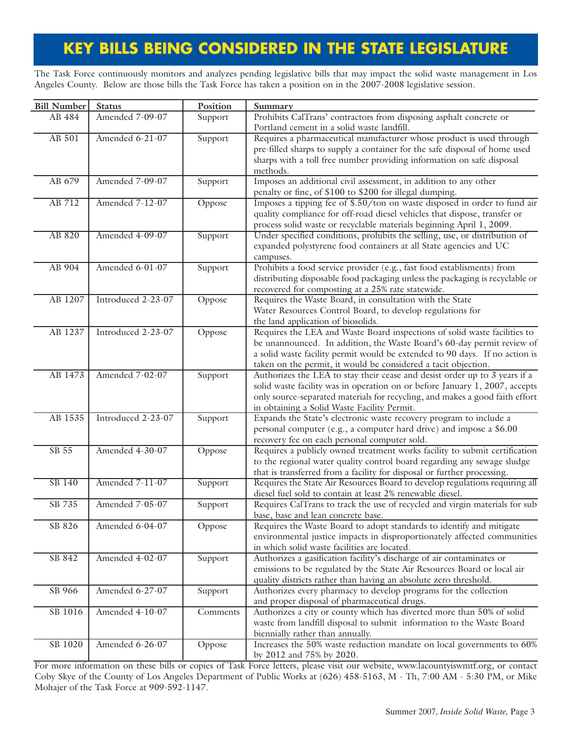# KEY BILLS BEING CONSIDERED IN THE STATE LEGISLATURE

The Task Force continuously monitors and analyzes pending legislative bills that may impact the solid waste management in Los Angeles County. Below are those bills the Task Force has taken a position on in the 2007-2008 legislative session.

| Bill Number | Status | Position | Summary |
|---|---|---|---|
| AB 484 | Amended 7-09-07 | Support | Prohibits CalTrans' contractors from disposing asphalt concrete or Portland cement in a solid waste landfill. |
| AB 501 | Amended 6-21-07 | Support | Requires a pharmaceutical manufacturer whose product is used through pre-filled sharps to supply a container for the safe disposal of home used sharps with a toll free number providing information on safe disposal methods. |
| AB 679 | Amended 7-09-07 | Support | Imposes an additional civil assessment, in addition to any other penalty or fine, of $100 to $200 for illegal dumping. |
| AB 712 | Amended 7-12-07 | Oppose | Imposes a tipping fee of $.50/ton on waste disposed in order to fund air quality compliance for off-road diesel vehicles that dispose, transfer or process solid waste or recyclable materials beginning April 1, 2009. |
| AB 820 | Amended 4-09-07 | Support | Under specified conditions, prohibits the selling, use, or distribution of expanded polystyrene food containers at all State agencies and UC campuses. |
| AB 904 | Amended 6-01-07 | Support | Prohibits a food service provider (e.g., fast food establisments) from distributing disposable food packaging unless the packaging is recyclable or recovered for composting at a 25% rate statewide. |
| AB 1207 | Introduced 2-23-07 | Oppose | Requires the Waste Board, in consultation with the State Water Resources Control Board, to develop regulations for the land application of biosolids. |
| AB 1237 | Introduced 2-23-07 | Oppose | Requires the LEA and Waste Board inspections of solid waste facilities to be unannounced. In addition, the Waste Board's 60-day permit review of a solid waste facility permit would be extended to 90 days. If no action is taken on the permit, it would be considered a tacit objection. |
| AB 1473 | Amended 7-02-07 | Support | Authorizes the LEA to stay their cease and desist order up to 3 years if a solid waste facility was in operation on or before January 1, 2007, accepts only source-separated materials for recycling, and makes a good faith effort in obtaining a Solid Waste Facility Permit. |
| AB 1535 | Introduced 2-23-07 | Support | Expands the State's electronic waste recovery program to include a personal computer (e.g., a computer hard drive) and impose a $6.00 recovery fee on each personal computer sold. |
| SB 55 | Amended 4-30-07 | Oppose | Requires a publicly owned treatment works facility to submit certification to the regional water quality control board regarding any sewage sludge that is transferred from a facility for disposal or further processing. |
| SB 140 | Amended 7-11-07 | Support | Requires the State Air Resources Board to develop regulations requiring all diesel fuel sold to contain at least 2% renewable diesel. |
| SB 735 | Amended 7-05-07 | Support | Requires CalTrans to track the use of recycled and virgin materials for sub base, base and lean concrete base. |
| SB 826 | Amended 6-04-07 | Oppose | Requires the Waste Board to adopt standards to identify and mitigate environmental justice impacts in disproportionately affected communities in which solid waste facilities are located. |
| SB 842 | Amended 4-02-07 | Support | Authorizes a gasification facility's discharge of air contaminates or emissions to be regulated by the State Air Resources Board or local air quality districts rather than having an absolute zero threshold. |
| SB 966 | Amended 6-27-07 | Support | Authorizes every pharmacy to develop programs for the collection and proper disposal of pharmaceutical drugs. |
| SB 1016 | Amended 4-10-07 | Comments | Authorizes a city or county which has diverted more than 50% of solid waste from landfill disposal to submit information to the Waste Board biennially rather than annually. |
| SB 1020 | Amended 6-26-07 | Oppose | Increases the 50% waste reduction mandate on local governments to 60% by 2012 and 75% by 2020. |

For more information on these bills or copies of Task Force letters, please visit our website, www.lacountyiswmtf.org, or contact Coby Skye of the County of Los Angeles Department of Public Works at (626) 458-5163, M - Th, 7:00 AM - 5:30 PM, or Mike Mohajer of the Task Force at 909-592-1147.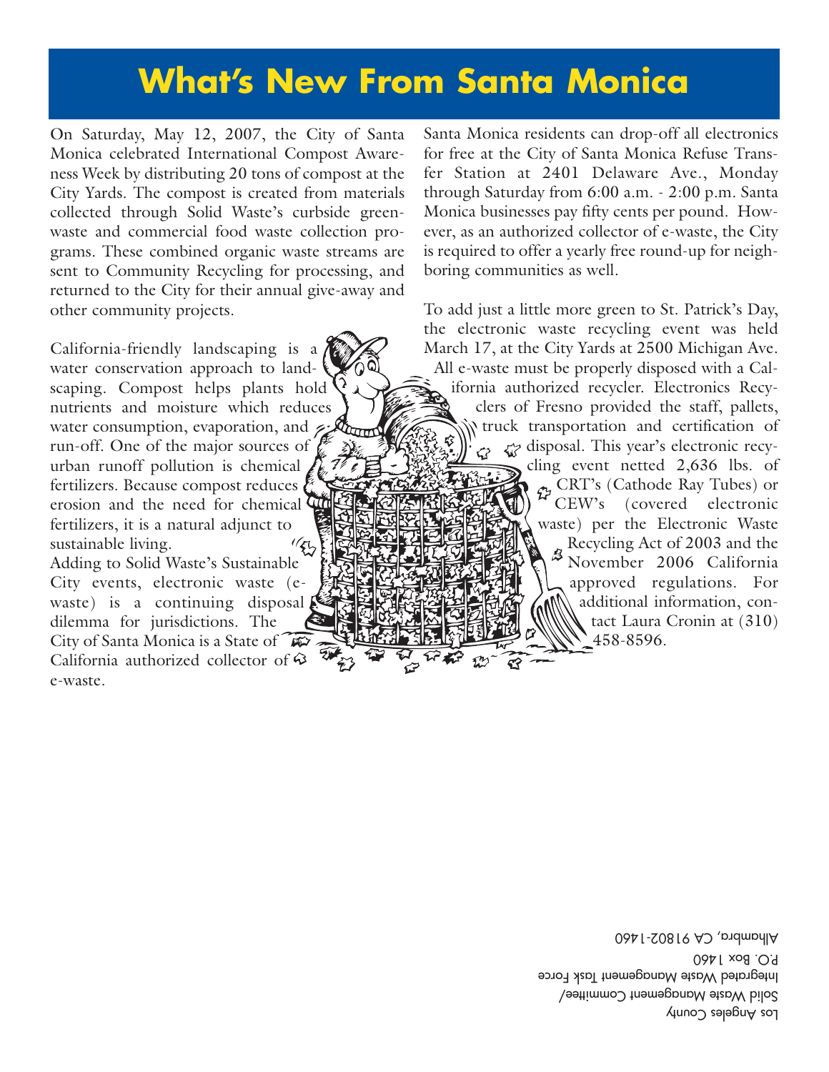# What's New From Santa Monica

On Saturday, May 12, 2007, the City of Santa Monica celebrated International Compost Awareness Week by distributing 20 tons of compost at the City Yards. The compost is created from materials collected through Solid Waste's curbside greenwaste and commercial food waste collection programs. These combined organic waste streams are sent to Community Recycling for processing, and returned to the City for their annual give-away and other community projects.

California-friendly landscaping is a water conservation approach to landscaping. Compost helps plants hold nutrients and moisture which reduces water consumption, evaporation, and run-off. One of the major sources of urban runoff pollution is chemical fertilizers. Because compost reduces erosion and the need for chemical fertilizers, it is a natural adjunct to sustainable living.

Adding to Solid Waste's Sustainable City events, electronic waste (e-waste) is a continuing disposal dilemma for jurisdictions. The City of Santa Monica is a State of California authorized collector of e-waste.

Santa Monica residents can drop-off all electronics for free at the City of Santa Monica Refuse Transfer Station at 2401 Delaware Ave., Monday through Saturday from 6:00 a.m. - 2:00 p.m. Santa Monica businesses pay fifty cents per pound. However, as an authorized collector of e-waste, the City is required to offer a yearly free round-up for neighboring communities as well.

To add just a little more green to St. Patrick's Day, the electronic waste recycling event was held March 17, at the City Yards at 2500 Michigan Ave. All e-waste must be properly disposed with a California authorized recycler. Electronics Recyclers of Fresno provided the staff, pallets, truck transportation and certification of disposal. This year's electronic recycling event netted 2,636 lbs. of CRT's (Cathode Ray Tubes) or CEW's (covered electronic waste) per the Electronic Waste Recycling Act of 2003 and the November 2006 California approved regulations. For additional information, contact Laura Cronin at (310) 458-8596.

Los Angeles County
Solid Waste Management Committee/
Integrated Waste Management Task Force
P.O. Box 1460
Alhambra, CA 91802-1460